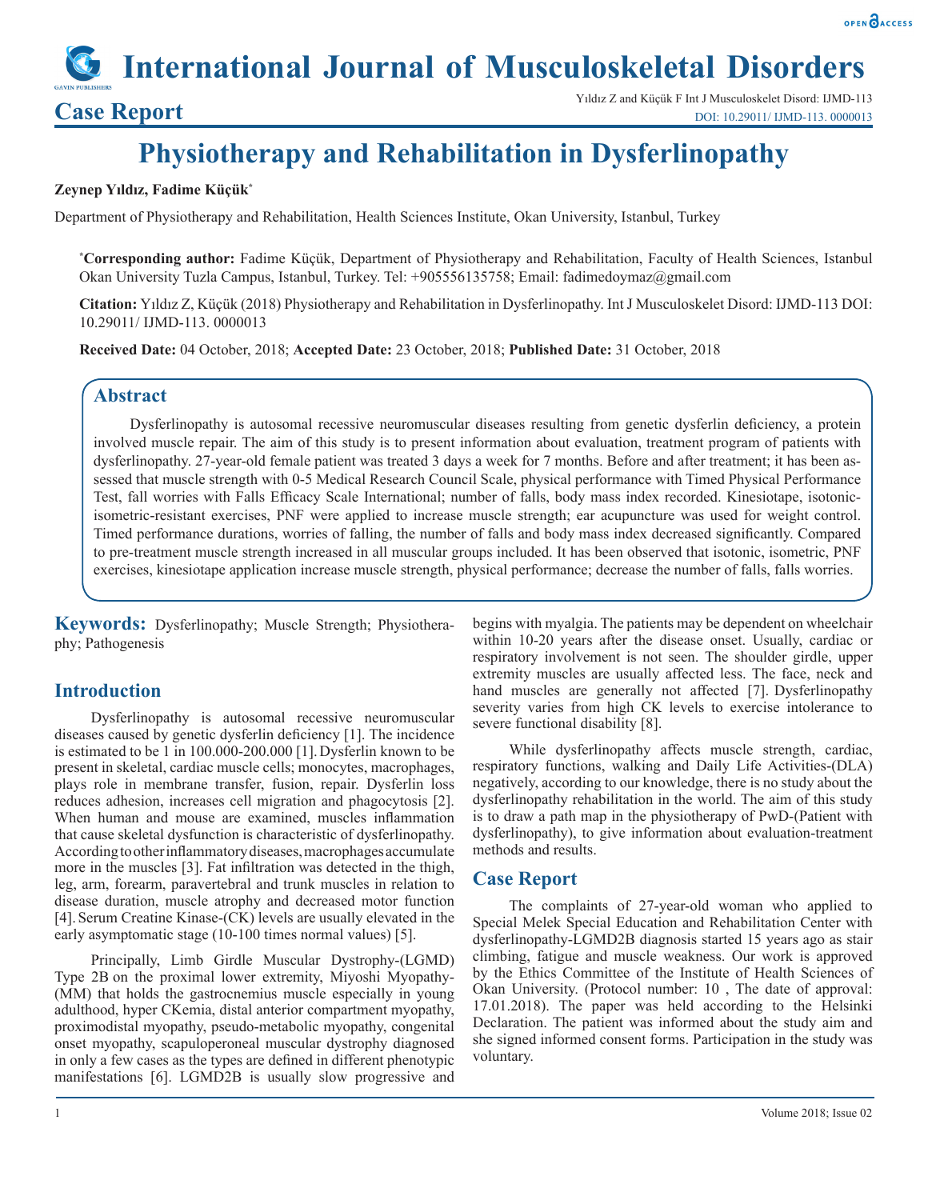# Case Report

# Physiotherapy and Rehabilitation in Dysferlinopathy

**Zeynep Yıldız, Fadime Küçük***

Department of Physiotherapy and Rehabilitation, Health Sciences Institute, Okan University, Istanbul, Turkey

***Corresponding author:** Fadime Küçük, Department of Physiotherapy and Rehabilitation, Faculty of Health Sciences, Istanbul Okan University Tuzla Campus, Istanbul, Turkey. Tel: +905556135758; Email: fadimedoymaz@gmail.com

**Citation:** Yıldız Z, Küçük (2018) Physiotherapy and Rehabilitation in Dysferlinopathy. Int J Musculoskelet Disord: IJMD-113 DOI: 10.29011/ IJMD-113. 0000013

**Received Date:** 04 October, 2018; **Accepted Date:** 23 October, 2018; **Published Date:** 31 October, 2018

## Abstract

Dysferlinopathy is autosomal recessive neuromuscular diseases resulting from genetic dysferlin deficiency, a protein involved muscle repair. The aim of this study is to present information about evaluation, treatment program of patients with dysferlinopathy. 27-year-old female patient was treated 3 days a week for 7 months. Before and after treatment; it has been assessed that muscle strength with 0-5 Medical Research Council Scale, physical performance with Timed Physical Performance Test, fall worries with Falls Efficacy Scale International; number of falls, body mass index recorded. Kinesiotape, isotonic-isometric-resistant exercises, PNF were applied to increase muscle strength; ear acupuncture was used for weight control. Timed performance durations, worries of falling, the number of falls and body mass index decreased significantly. Compared to pre-treatment muscle strength increased in all muscular groups included. It has been observed that isotonic, isometric, PNF exercises, kinesiotape application increase muscle strength, physical performance; decrease the number of falls, falls worries.

**Keywords:** Dysferlinopathy; Muscle Strength; Physiotherapy; Pathogenesis

## Introduction

Dysferlinopathy is autosomal recessive neuromuscular diseases caused by genetic dysferlin deficiency [1]. The incidence is estimated to be 1 in 100.000-200.000 [1]. Dysferlin known to be present in skeletal, cardiac muscle cells; monocytes, macrophages, plays role in membrane transfer, fusion, repair. Dysferlin loss reduces adhesion, increases cell migration and phagocytosis [2]. When human and mouse are examined, muscles inflammation that cause skeletal dysfunction is characteristic of dysferlinopathy. According to other inflammatory diseases, macrophages accumulate more in the muscles [3]. Fat infiltration was detected in the thigh, leg, arm, forearm, paravertebral and trunk muscles in relation to disease duration, muscle atrophy and decreased motor function [4]. Serum Creatine Kinase-(CK) levels are usually elevated in the early asymptomatic stage (10-100 times normal values) [5].

Principally, Limb Girdle Muscular Dystrophy-(LGMD) Type 2B on the proximal lower extremity, Miyoshi Myopathy-(MM) that holds the gastrocnemius muscle especially in young adulthood, hyper CKemia, distal anterior compartment myopathy, proximodistal myopathy, pseudo-metabolic myopathy, congenital onset myopathy, scapuloperoneal muscular dystrophy diagnosed in only a few cases as the types are defined in different phenotypic manifestations [6]. LGMD2B is usually slow progressive and begins with myalgia. The patients may be dependent on wheelchair within 10-20 years after the disease onset. Usually, cardiac or respiratory involvement is not seen. The shoulder girdle, upper extremity muscles are usually affected less. The face, neck and hand muscles are generally not affected [7]. Dysferlinopathy severity varies from high CK levels to exercise intolerance to severe functional disability [8].

While dysferlinopathy affects muscle strength, cardiac, respiratory functions, walking and Daily Life Activities-(DLA) negatively, according to our knowledge, there is no study about the dysferlinopathy rehabilitation in the world. The aim of this study is to draw a path map in the physiotherapy of PwD-(Patient with dysferlinopathy), to give information about evaluation-treatment methods and results.

## Case Report

The complaints of 27-year-old woman who applied to Special Melek Special Education and Rehabilitation Center with dysferlinopathy-LGMD2B diagnosis started 15 years ago as stair climbing, fatigue and muscle weakness. Our work is approved by the Ethics Committee of the Institute of Health Sciences of Okan University. (Protocol number: 10 , The date of approval: 17.01.2018). The paper was held according to the Helsinki Declaration. The patient was informed about the study aim and she signed informed consent forms. Participation in the study was voluntary.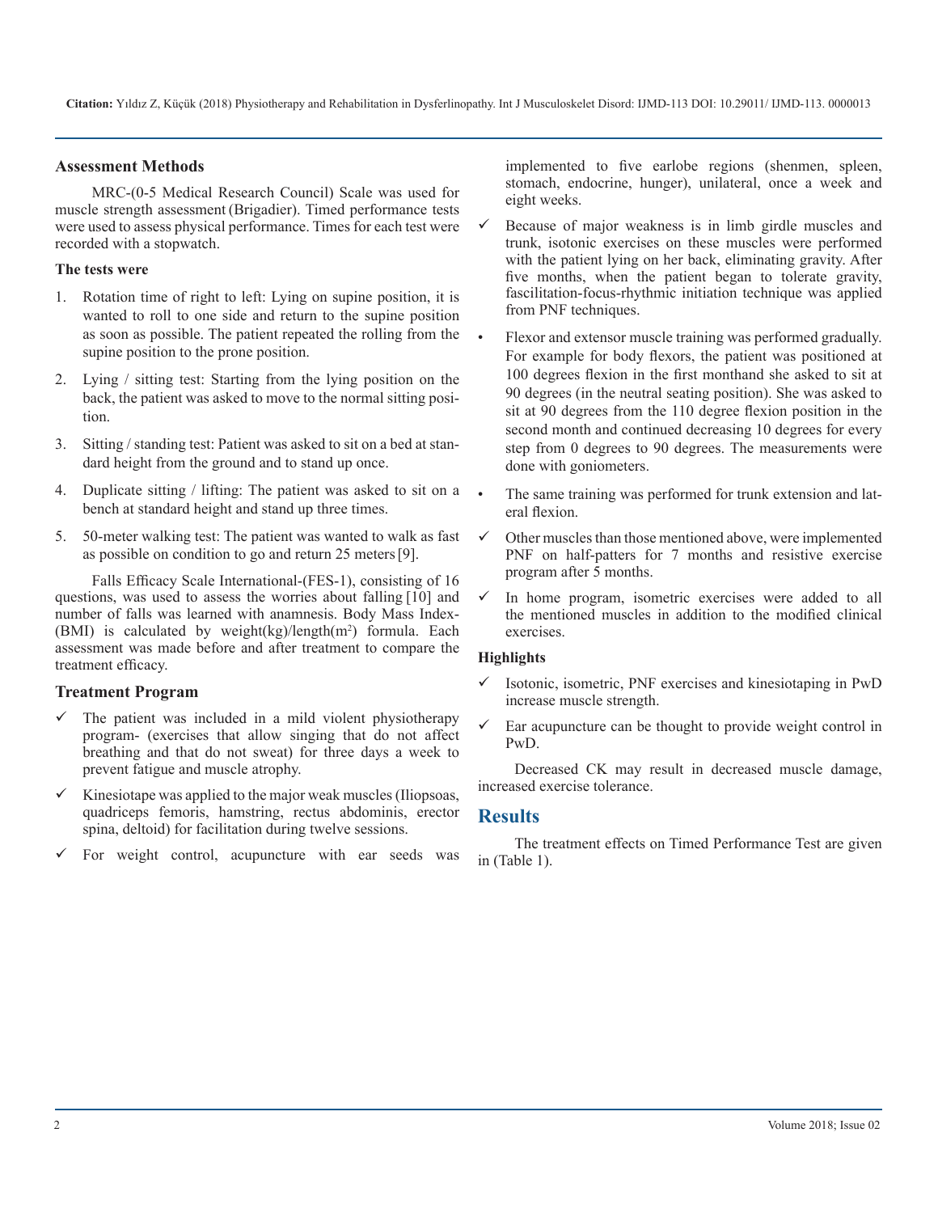## Assessment Methods

MRC-(0-5 Medical Research Council) Scale was used for muscle strength assessment (Brigadier). Timed performance tests were used to assess physical performance. Times for each test were recorded with a stopwatch.

### The tests were

1. Rotation time of right to left: Lying on supine position, it is wanted to roll to one side and return to the supine position as soon as possible. The patient repeated the rolling from the supine position to the prone position.
2. Lying / sitting test: Starting from the lying position on the back, the patient was asked to move to the normal sitting position.
3. Sitting / standing test: Patient was asked to sit on a bed at standard height from the ground and to stand up once.
4. Duplicate sitting / lifting: The patient was asked to sit on a bench at standard height and stand up three times.
5. 50-meter walking test: The patient was wanted to walk as fast as possible on condition to go and return 25 meters [9].

Falls Efficacy Scale International-(FES-1), consisting of 16 questions, was used to assess the worries about falling [10] and number of falls was learned with anamnesis. Body Mass Index-(BMI) is calculated by weight(kg)/length($m^2$) formula. Each assessment was made before and after treatment to compare the treatment efficacy.

## Treatment Program

- ✓ The patient was included in a mild violent physiotherapy program- (exercises that allow singing that do not affect breathing and that do not sweat) for three days a week to prevent fatigue and muscle atrophy.
- ✓ Kinesiotape was applied to the major weak muscles (Iliopsoas, quadriceps femoris, hamstring, rectus abdominis, erector spina, deltoid) for facilitation during twelve sessions.
- ✓ For weight control, acupuncture with ear seeds was implemented to five earlobe regions (shenmen, spleen, stomach, endocrine, hunger), unilateral, once a week and eight weeks.
- ✓ Because of major weakness is in limb girdle muscles and trunk, isotonic exercises on these muscles were performed with the patient lying on her back, eliminating gravity. After five months, when the patient began to tolerate gravity, fascilitation-focus-rhythmic initiation technique was applied from PNF techniques.
- • Flexor and extensor muscle training was performed gradually. For example for body flexors, the patient was positioned at 100 degrees flexion in the first monthand she asked to sit at 90 degrees (in the neutral seating position). She was asked to sit at 90 degrees from the 110 degree flexion position in the second month and continued decreasing 10 degrees for every step from 0 degrees to 90 degrees. The measurements were done with goniometers.
- • The same training was performed for trunk extension and lateral flexion.
- ✓ Other muscles than those mentioned above, were implemented PNF on half-patters for 7 months and resistive exercise program after 5 months.
- ✓ In home program, isometric exercises were added to all the mentioned muscles in addition to the modified clinical exercises.

### Highlights

- ✓ Isotonic, isometric, PNF exercises and kinesiotaping in PwD increase muscle strength.
- ✓ Ear acupuncture can be thought to provide weight control in PwD.

Decreased CK may result in decreased muscle damage, increased exercise tolerance.

## Results

The treatment effects on Timed Performance Test are given in (Table 1).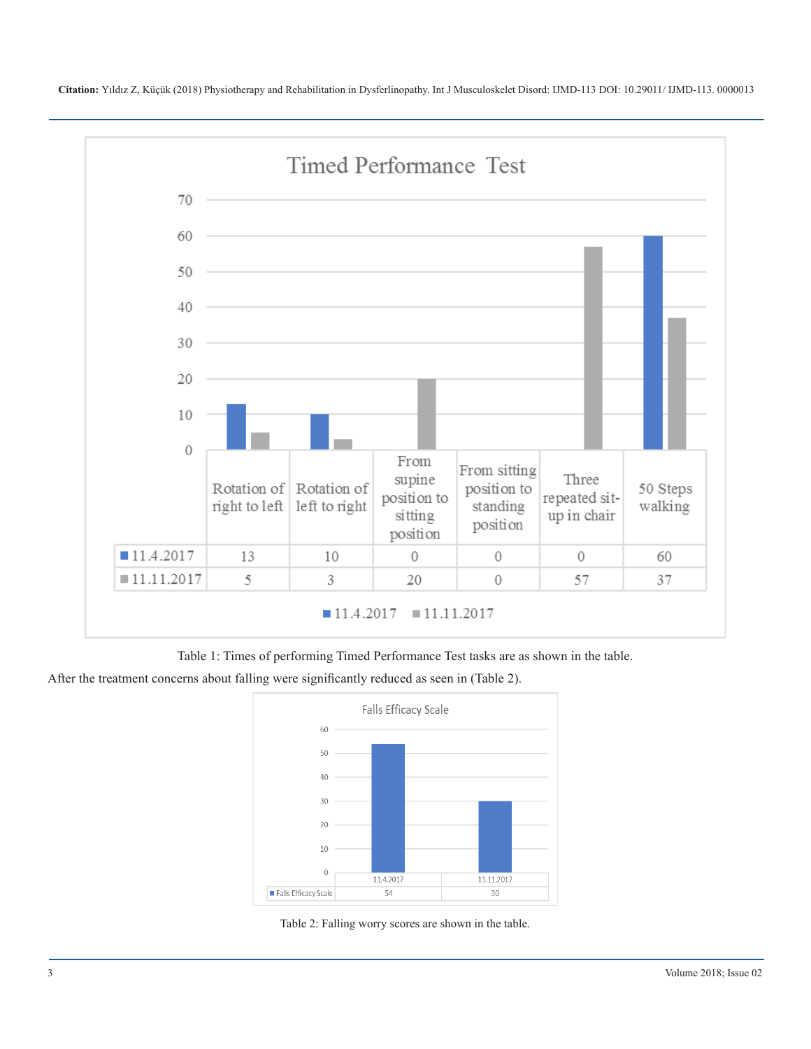Timed Performance Test

70
60
50
40
30
20
10
0

Rotation of right to left
Rotation of left to right
From supine position to sitting position
From sitting position to standing position
Three repeated sit-up in chair
50 Steps walking

11.4.2017 13 10 0 0 0 60
11.11.2017 5 3 20 0 57 37

11.4.2017 11.11.2017

Table 1: Times of performing Timed Performance Test tasks are as shown in the table.

After the treatment concerns about falling were significantly reduced as seen in (Table 2).

Falls Efficacy Scale

60
50
40
30
20
10
0

11.4.2017 11.11.2017
Falls Efficacy Scale 54 30

Table 2: Falling worry scores are shown in the table.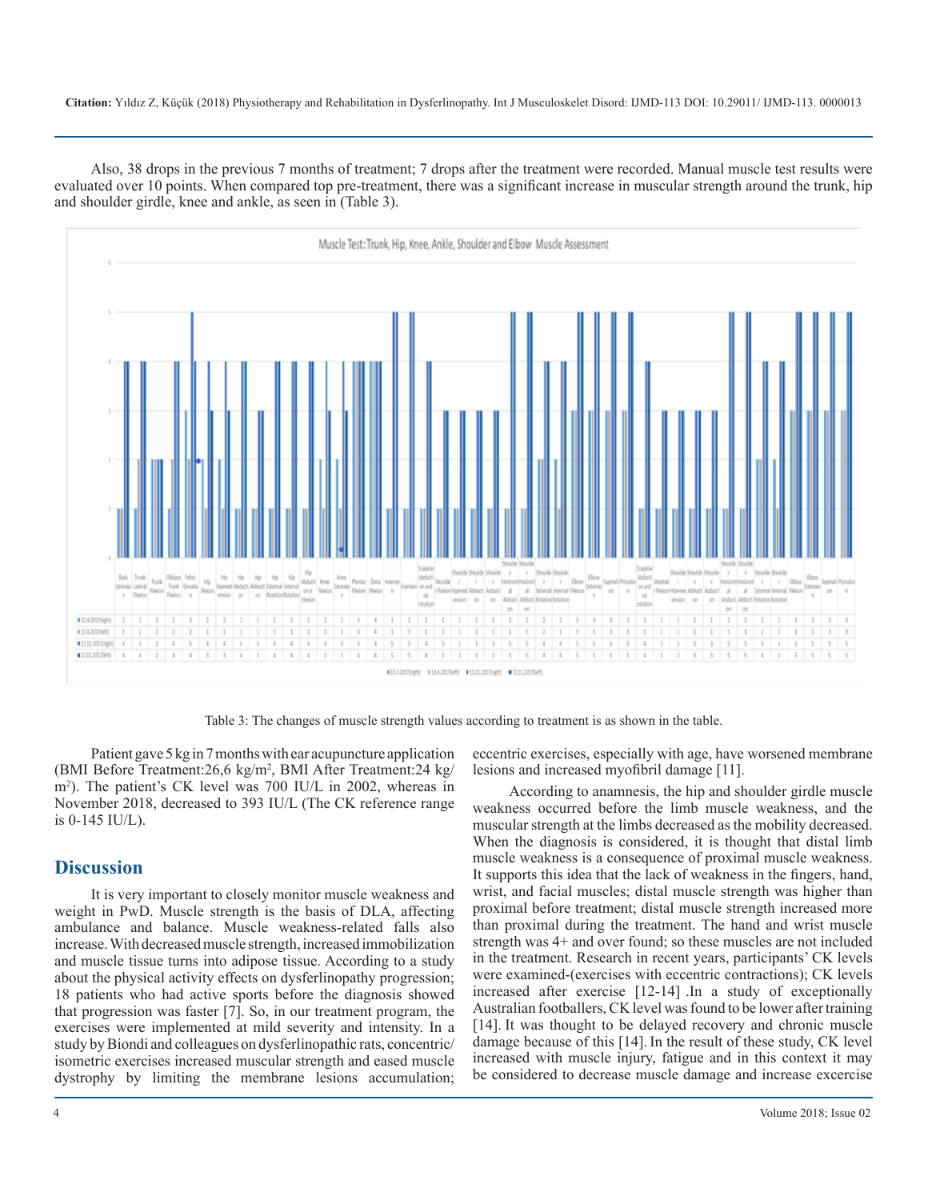Also, 38 drops in the previous 7 months of treatment; 7 drops after the treatment were recorded. Manual muscle test results were evaluated over 10 points. When compared top pre-treatment, there was a significant increase in muscular strength around the trunk, hip and shoulder girdle, knee and ankle, as seen in (Table 3).

Muscle Test: Trunk, Hip, Knee, Ankle, Shoulder and Elbow Muscle Assessment

11.4.2017(right) 11.4.2017(left) 11.11.2017(right) 11.11.2017(left)

Table 3: The changes of muscle strength values according to treatment is as shown in the table.

Patient gave 5 kg in 7 months with ear acupuncture application (BMI Before Treatment: 26,6 kg/m$^2$, BMI After Treatment: 24 kg/m$^2$). The patient's CK level was 700 IU/L in 2002, whereas in November 2018, decreased to 393 IU/L (The CK reference range is 0-145 IU/L).

## Discussion

It is very important to closely monitor muscle weakness and weight in PwD. Muscle strength is the basis of DLA, affecting ambulance and balance. Muscle weakness-related falls also increase. With decreased muscle strength, increased immobilization and muscle tissue turns into adipose tissue. According to a study about the physical activity effects on dysferlinopathy progression; 18 patients who had active sports before the diagnosis showed that progression was faster [7]. So, in our treatment program, the exercises were implemented at mild severity and intensity. In a study by Biondi and colleagues on dysferlinopathic rats, concentric/isometric exercises increased muscular strength and eased muscle dystrophy by limiting the membrane lesions accumulation; eccentric exercises, especially with age, have worsened membrane lesions and increased myofibril damage [11].

According to anamnesis, the hip and shoulder girdle muscle weakness occurred before the limb muscle weakness, and the muscular strength at the limbs decreased as the mobility decreased. When the diagnosis is considered, it is thought that distal limb muscle weakness is a consequence of proximal muscle weakness. It supports this idea that the lack of weakness in the fingers, hand, wrist, and facial muscles; distal muscle strength was higher than proximal before treatment; distal muscle strength increased more than proximal during the treatment. The hand and wrist muscle strength was 4+ and over found; so these muscles are not included in the treatment. Research in recent years, participants' CK levels were examined-(exercises with eccentric contractions); CK levels increased after exercise [12-14] .In a study of exceptionally Australian footballers, CK level was found to be lower after training [14]. It was thought to be delayed recovery and chronic muscle damage because of this [14]. In the result of these study, CK level increased with muscle injury, fatigue and in this context it may be considered to decrease muscle damage and increase excercise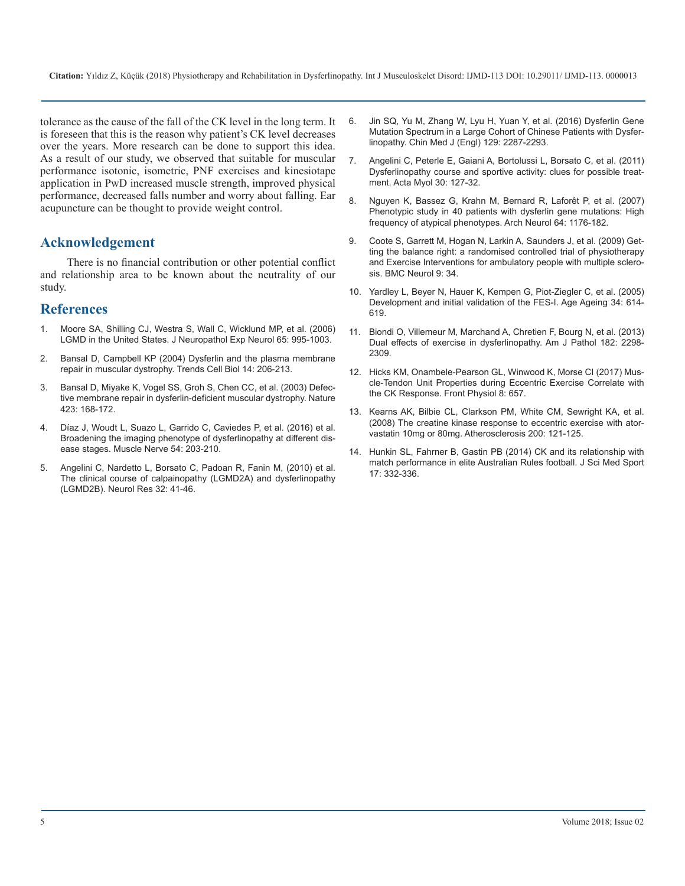tolerance as the cause of the fall of the CK level in the long term. It is foreseen that this is the reason why patient's CK level decreases over the years. More research can be done to support this idea. As a result of our study, we observed that suitable for muscular performance isotonic, isometric, PNF exercises and kinesiotape application in PwD increased muscle strength, improved physical performance, decreased falls number and worry about falling. Ear acupuncture can be thought to provide weight control.

## Acknowledgement

There is no financial contribution or other potential conflict and relationship area to be known about the neutrality of our study.

## References

1. Moore SA, Shilling CJ, Westra S, Wall C, Wicklund MP, et al. (2006) LGMD in the United States. J Neuropathol Exp Neurol 65: 995-1003.
2. Bansal D, Campbell KP (2004) Dysferlin and the plasma membrane repair in muscular dystrophy. Trends Cell Biol 14: 206-213.
3. Bansal D, Miyake K, Vogel SS, Groh S, Chen CC, et al. (2003) Defective membrane repair in dysferlin-deficient muscular dystrophy. Nature 423: 168-172.
4. Díaz J, Woudt L, Suazo L, Garrido C, Caviedes P, et al. (2016) et al. Broadening the imaging phenotype of dysferlinopathy at different disease stages. Muscle Nerve 54: 203-210.
5. Angelini C, Nardetto L, Borsato C, Padoan R, Fanin M, (2010) et al. The clinical course of calpainopathy (LGMD2A) and dysferlinopathy (LGMD2B). Neurol Res 32: 41-46.
6. Jin SQ, Yu M, Zhang W, Lyu H, Yuan Y, et al. (2016) Dysferlin Gene Mutation Spectrum in a Large Cohort of Chinese Patients with Dysferlinopathy. Chin Med J (Engl) 129: 2287-2293.
7. Angelini C, Peterle E, Gaiani A, Bortolussi L, Borsato C, et al. (2011) Dysferlinopathy course and sportive activity: clues for possible treatment. Acta Myol 30: 127-32.
8. Nguyen K, Bassez G, Krahn M, Bernard R, Laforêt P, et al. (2007) Phenotypic study in 40 patients with dysferlin gene mutations: High frequency of atypical phenotypes. Arch Neurol 64: 1176-182.
9. Coote S, Garrett M, Hogan N, Larkin A, Saunders J, et al. (2009) Getting the balance right: a randomised controlled trial of physiotherapy and Exercise Interventions for ambulatory people with multiple sclerosis. BMC Neurol 9: 34.
10. Yardley L, Beyer N, Hauer K, Kempen G, Piot-Ziegler C, et al. (2005) Development and initial validation of the FES-I. Age Ageing 34: 614-619.
11. Biondi O, Villemeur M, Marchand A, Chretien F, Bourg N, et al. (2013) Dual effects of exercise in dysferlinopathy. Am J Pathol 182: 2298-2309.
12. Hicks KM, Onambele-Pearson GL, Winwood K, Morse CI (2017) Muscle-Tendon Unit Properties during Eccentric Exercise Correlate with the CK Response. Front Physiol 8: 657.
13. Kearns AK, Bilbie CL, Clarkson PM, White CM, Sewright KA, et al. (2008) The creatine kinase response to eccentric exercise with atorvastatin 10mg or 80mg. Atherosclerosis 200: 121-125.
14. Hunkin SL, Fahrner B, Gastin PB (2014) CK and its relationship with match performance in elite Australian Rules football. J Sci Med Sport 17: 332-336.